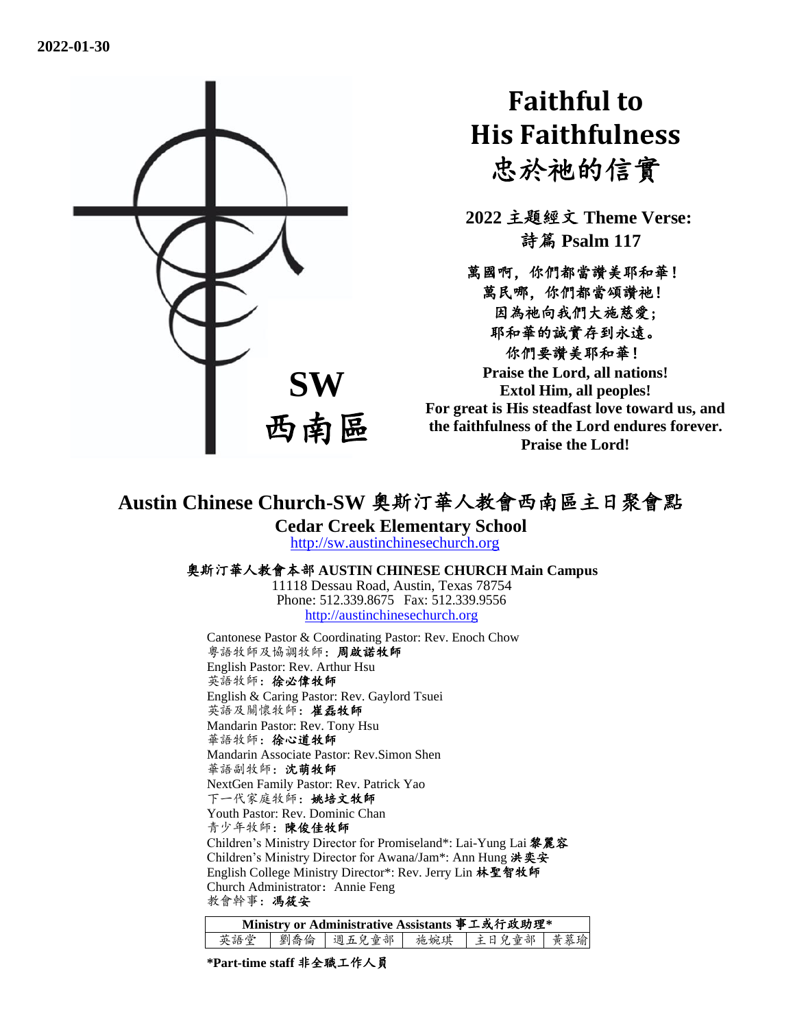**2022-01-30**

**SW**
**西南區**

# Faithful to His Faithfulness
# 忠於祂的信實

**2022 主題經文 Theme Verse:**
**詩篇 Psalm 117**

**萬國啊，你們都當讚美耶和華！**
**萬民哪，你們都當頌讚祂！**
**因為祂向我們大施慈愛；**
**耶和華的誠實存到永遠。**
**你們要讚美耶和華！**
**Praise the Lord, all nations!**
**Extol Him, all peoples!**
**For great is His steadfast love toward us, and the faithfulness of the Lord endures forever.**
**Praise the Lord!**

## Austin Chinese Church-SW 奧斯汀華人教會西南區主日聚會點

**Cedar Creek Elementary School**
http://sw.austinchinesechurch.org

**奧斯汀華人教會本部 AUSTIN CHINESE CHURCH Main Campus**
11118 Dessau Road, Austin, Texas 78754
Phone: 512.339.8675 Fax: 512.339.9556
http://austinchinesechurch.org

Cantonese Pastor & Coordinating Pastor: Rev. Enoch Chow
粵語牧師及協調牧師：**周啟諾牧師**
English Pastor: Rev. Arthur Hsu
英語牧師：**徐必偉牧師**
English & Caring Pastor: Rev. Gaylord Tsuei
英語及關懷牧師：**崔磊牧師**
Mandarin Pastor: Rev. Tony Hsu
華語牧師：**徐心道牧師**
Mandarin Associate Pastor: Rev.Simon Shen
華語副牧師：**沈萌牧師**
NextGen Family Pastor: Rev. Patrick Yao
下一代家庭牧師：**姚培文牧師**
Youth Pastor: Rev. Dominic Chan
青少年牧師：**陳俊佳牧師**
Children's Ministry Director for Promiseland*: Lai-Yung Lai **黎麗容**
Children's Ministry Director for Awana/Jam*: Ann Hung **洪奕安**
English College Ministry Director*: Rev. Jerry Lin **林聖智牧師**
Church Administrator：Annie Feng
教會幹事：**馮筱安**

| Ministry or Administrative Assistants 事工或行政助理* | | | | | |
|---|---|---|---|---|---|
| 英語堂 | 劉喬倫 | 週五兒童部 | 施婉琪 | 主日兒童部 | 黃慕瑜 |

**\*Part-time staff 非全職工作人員**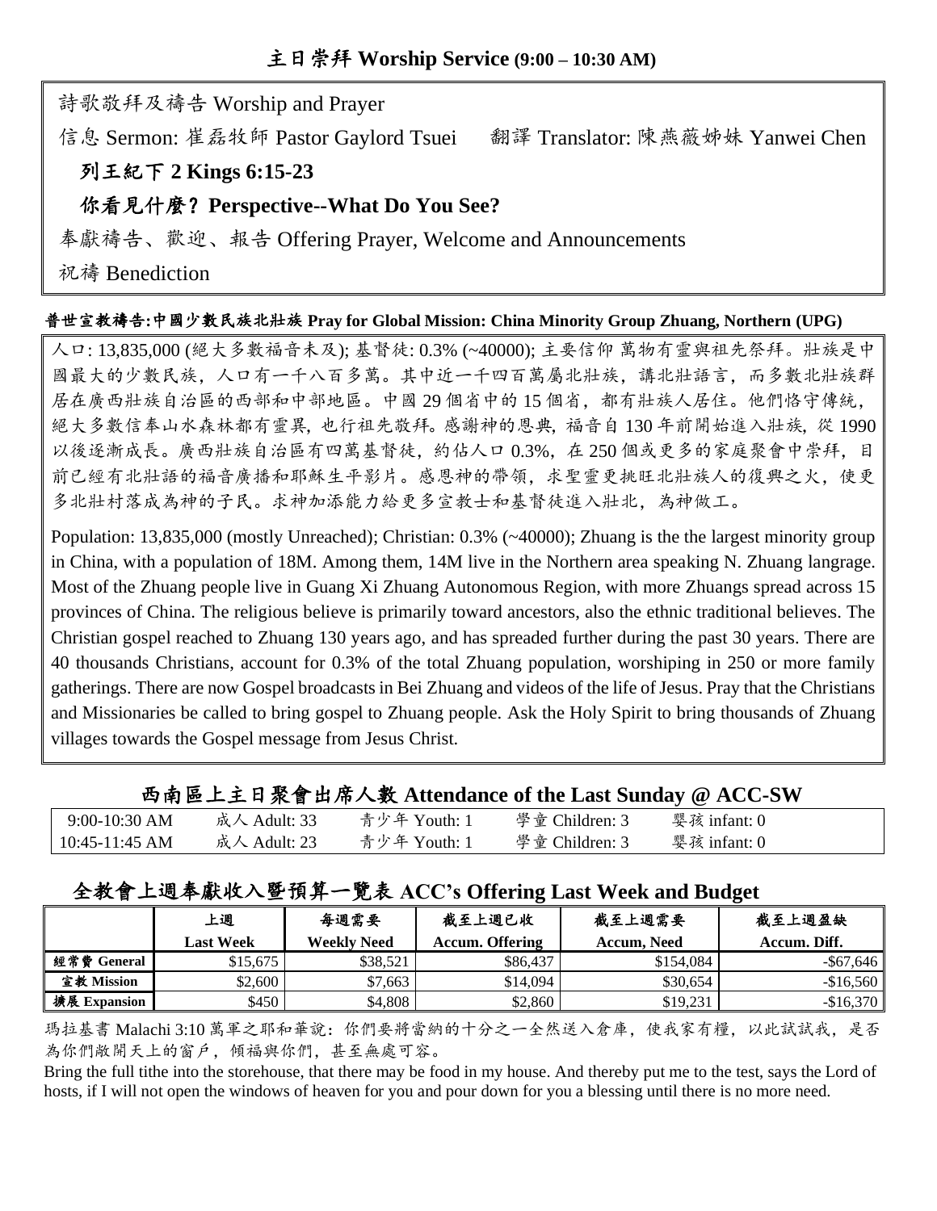## 主日崇拜 Worship Service (9:00 – 10:30 AM)

詩歌敬拜及禱告 Worship and Prayer

信息 Sermon: 崔磊牧師 Pastor Gaylord Tsuei　　翻譯 Translator: 陳燕薇姊妹 Yanwei Chen

**列王紀下 2 Kings 6:15-23**

**你看見什麼？ Perspective--What Do You See?**

奉獻禱告、歡迎、報告 Offering Prayer, Welcome and Announcements

祝禱 Benediction

### 普世宣教禱告:中國少數民族北壯族 Pray for Global Mission: China Minority Group Zhuang, Northern (UPG)

人口: 13,835,000 (絕大多數福音未及); 基督徒: 0.3% (~40000); 主要信仰 萬物有靈與祖先祭拜。壯族是中國最大的少數民族，人口有一千八百多萬。其中近一千四百萬屬北壯族，講北壯語言，而多數北壯族群居在廣西壯族自治區的西部和中部地區。中國 29 個省中的 15 個省，都有壯族人居住。他們恪守傳統，絕大多數信奉山水森林都有靈異, 也行祖先敬拜。感謝神的恩典, 福音自 130 年前開始進入壯族, 從 1990 以後逐漸成長。廣西壯族自治區有四萬基督徒，約佔人口 0.3%，在 250 個或更多的家庭聚會中崇拜，目前已經有北壯語的福音廣播和耶穌生平影片。感恩神的帶領，求聖靈更挑旺北壯族人的復興之火，使更多北壯村落成為神的子民。求神加添能力給更多宣教士和基督徒進入壯北，為神做工。

Population: 13,835,000 (mostly Unreached); Christian: 0.3% (~40000); Zhuang is the the largest minority group in China, with a population of 18M. Among them, 14M live in the Northern area speaking N. Zhuang langrage. Most of the Zhuang people live in Guang Xi Zhuang Autonomous Region, with more Zhuangs spread across 15 provinces of China. The religious believe is primarily toward ancestors, also the ethnic traditional believes. The Christian gospel reached to Zhuang 130 years ago, and has spreaded further during the past 30 years. There are 40 thousands Christians, account for 0.3% of the total Zhuang population, worshiping in 250 or more family gatherings. There are now Gospel broadcasts in Bei Zhuang and videos of the life of Jesus. Pray that the Christians and Missionaries be called to bring gospel to Zhuang people. Ask the Holy Spirit to bring thousands of Zhuang villages towards the Gospel message from Jesus Christ.

### 西南區上主日聚會出席人數 Attendance of the Last Sunday @ ACC-SW

| | | | | |
|---|---|---|---|---|
| 9:00-10:30 AM | 成人 Adult: 33 | 青少年 Youth: 1 | 學童 Children: 3 | 嬰孩 infant: 0 |
| 10:45-11:45 AM | 成人 Adult: 23 | 青少年 Youth: 1 | 學童 Children: 3 | 嬰孩 infant: 0 |

### 全教會上週奉獻收入暨預算一覽表 ACC's Offering Last Week and Budget

| | 上週<br>Last Week | 每週需要<br>Weekly Need | 截至上週已收<br>Accum. Offering | 截至上週需要<br>Accum. Need | 截至上週盈缺<br>Accum. Diff. |
|---|---|---|---|---|---|
| 經常費 General | $15,675 | $38,521 | $86,437 | $154,084 | -$67,646 |
| 宣教 Mission | $2,600 | $7,663 | $14,094 | $30,654 | -$16,560 |
| 擴展 Expansion | $450 | $4,808 | $2,860 | $19,231 | -$16,370 |

瑪拉基書 Malachi 3:10 萬軍之耶和華說：你們要將當納的十分之一全然送入倉庫，使我家有糧，以此試試我，是否為你們敞開天上的窗戶，傾福與你們，甚至無處可容。

Bring the full tithe into the storehouse, that there may be food in my house. And thereby put me to the test, says the Lord of hosts, if I will not open the windows of heaven for you and pour down for you a blessing until there is no more need.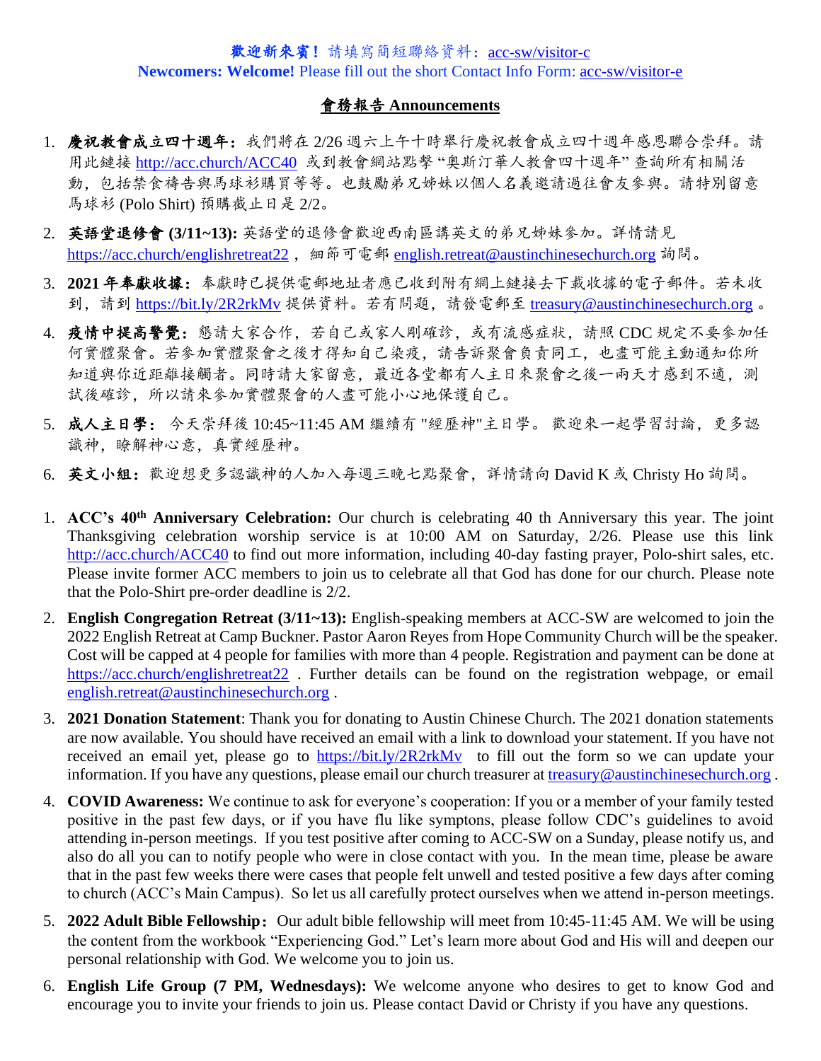**歡迎新來賓！**請填寫簡短聯絡資料：acc-sw/visitor-c

**Newcomers: Welcome!** Please fill out the short Contact Info Form: acc-sw/visitor-e

## 會務報告 Announcements

1. **慶祝教會成立四十週年：**我們將在 2/26 週六上午十時舉行慶祝教會成立四十週年感恩聯合崇拜。請用此鏈接 http://acc.church/ACC40 或到教會網站點擊 "奧斯汀華人教會四十週年" 查詢所有相關活動，包括禁食禱告與馬球衫購買等等。也鼓勵弟兄姊妹以個人名義邀請過往會友參與。請特別留意馬球衫 (Polo Shirt) 預購截止日是 2/2。
2. **英語堂退修會 (3/11~13):** 英語堂的退修會歡迎西南區講英文的弟兄姊妹參加。詳情請見 https://acc.church/englishretreat22， 細節可電郵 english.retreat@austinchinesechurch.org 詢問。
3. **2021 年奉獻收據：**奉獻時已提供電郵地址者應已收到附有網上鏈接去下載收據的電子郵件。若未收到，請到 https://bit.ly/2R2rkMv 提供資料。若有問題，請發電郵至 treasury@austinchinesechurch.org 。
4. **疫情中提高警覺：**懇請大家合作，若自己或家人剛確診，或有流感症狀，請照 CDC 規定不要參加任何實體聚會。若參加實體聚會之後才得知自己染疫，請告訴聚會負責同工，也盡可能主動通知你所知道與你近距離接觸者。同時請大家留意，最近各堂都有人主日來聚會之後一兩天才感到不適，測試後確診，所以請來參加實體聚會的人盡可能小心地保護自己。
5. **成人主日學：** 今天崇拜後 10:45~11:45 AM 繼續有 "經歷神"主日學。 歡迎來一起學習討論，更多認識神，瞭解神心意，真實經歷神。
6. **英文小組：**歡迎想更多認識神的人加入每週三晚七點聚會，詳情請向 David K 或 Christy Ho 詢問。

1. **ACC's 40th Anniversary Celebration:** Our church is celebrating 40 th Anniversary this year. The joint Thanksgiving celebration worship service is at 10:00 AM on Saturday, 2/26. Please use this link http://acc.church/ACC40 to find out more information, including 40-day fasting prayer, Polo-shirt sales, etc. Please invite former ACC members to join us to celebrate all that God has done for our church. Please note that the Polo-Shirt pre-order deadline is 2/2.
2. **English Congregation Retreat (3/11~13):** English-speaking members at ACC-SW are welcomed to join the 2022 English Retreat at Camp Buckner. Pastor Aaron Reyes from Hope Community Church will be the speaker. Cost will be capped at 4 people for families with more than 4 people. Registration and payment can be done at https://acc.church/englishretreat22 . Further details can be found on the registration webpage, or email english.retreat@austinchinesechurch.org .
3. **2021 Donation Statement**: Thank you for donating to Austin Chinese Church. The 2021 donation statements are now available. You should have received an email with a link to download your statement. If you have not received an email yet, please go to https://bit.ly/2R2rkMv to fill out the form so we can update your information. If you have any questions, please email our church treasurer at treasury@austinchinesechurch.org .
4. **COVID Awareness:** We continue to ask for everyone's cooperation: If you or a member of your family tested positive in the past few days, or if you have flu like symptons, please follow CDC's guidelines to avoid attending in-person meetings. If you test positive after coming to ACC-SW on a Sunday, please notify us, and also do all you can to notify people who were in close contact with you. In the mean time, please be aware that in the past few weeks there were cases that people felt unwell and tested positive a few days after coming to church (ACC's Main Campus). So let us all carefully protect ourselves when we attend in-person meetings.
5. **2022 Adult Bible Fellowship：** Our adult bible fellowship will meet from 10:45-11:45 AM. We will be using the content from the workbook "Experiencing God." Let's learn more about God and His will and deepen our personal relationship with God. We welcome you to join us.
6. **English Life Group (7 PM, Wednesdays):** We welcome anyone who desires to get to know God and encourage you to invite your friends to join us. Please contact David or Christy if you have any questions.